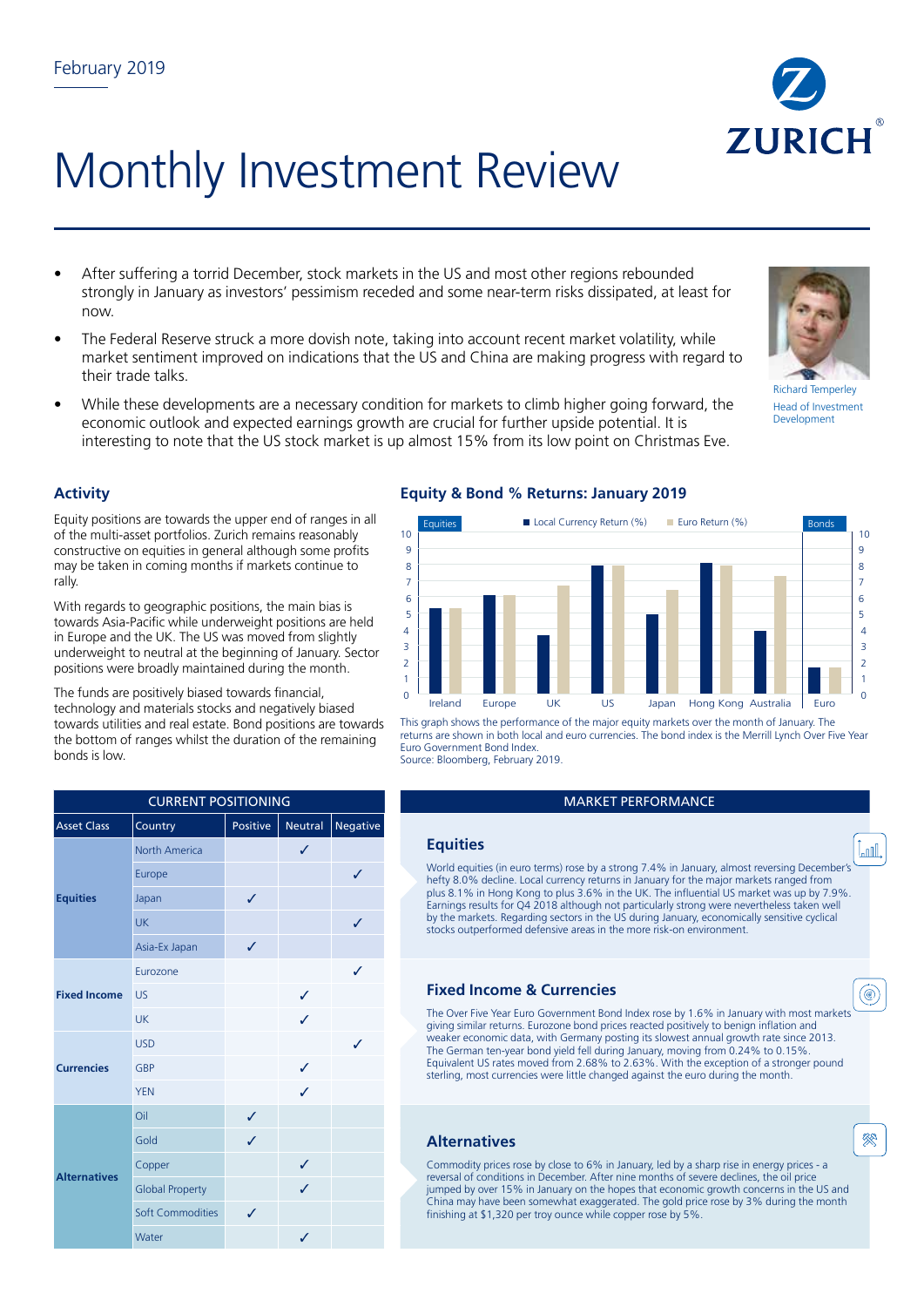February 2019

# Monthly Investment Review

- After suffering a torrid December, stock markets in the US and most other regions rebounded strongly in January as investors' pessimism receded and some near-term risks dissipated, at least for now.
- The Federal Reserve struck a more dovish note, taking into account recent market volatility, while market sentiment improved on indications that the US and China are making progress with regard to their trade talks.
- While these developments are a necessary condition for markets to climb higher going forward, the economic outlook and expected earnings growth are crucial for further upside potential. It is interesting to note that the US stock market is up almost 15% from its low point on Christmas Eve.

Richard Temperley
Head of Investment Development

## Activity

Equity positions are towards the upper end of ranges in all of the multi-asset portfolios. Zurich remains reasonably constructive on equities in general although some profits may be taken in coming months if markets continue to rally.

With regards to geographic positions, the main bias is towards Asia-Pacific while underweight positions are held in Europe and the UK. The US was moved from slightly underweight to neutral at the beginning of January. Sector positions were broadly maintained during the month.

The funds are positively biased towards financial, technology and materials stocks and negatively biased towards utilities and real estate. Bond positions are towards the bottom of ranges whilst the duration of the remaining bonds is low.

## Equity & Bond % Returns: January 2019

This graph shows the performance of the major equity markets over the month of January. The returns are shown in both local and euro currencies. The bond index is the Merrill Lynch Over Five Year Euro Government Bond Index.
Source: Bloomberg, February 2019.

| CURRENT POSITIONING | | | | |
|---|---|---|---|---|
| Asset Class | Country | Positive | Neutral | Negative |
| Equities | North America | | ✓ | |
| | Europe | | | ✓ |
| | Japan | ✓ | | |
| | UK | | | ✓ |
| | Asia-Ex Japan | ✓ | | |
| Fixed Income | Eurozone | | | ✓ |
| | US | | ✓ | |
| | UK | | ✓ | |
| Currencies | USD | | | ✓ |
| | GBP | | ✓ | |
| | YEN | | ✓ | |
| Alternatives | Oil | ✓ | | |
| | Gold | ✓ | | |
| | Copper | | ✓ | |
| | Global Property | | ✓ | |
| | Soft Commodities | ✓ | | |
| | Water | | ✓ | |

## MARKET PERFORMANCE

### Equities

World equities (in euro terms) rose by a strong 7.4% in January, almost reversing December's hefty 8.0% decline. Local currency returns in January for the major markets ranged from plus 8.1% in Hong Kong to plus 3.6% in the UK. The influential US market was up by 7.9%. Earnings results for Q4 2018 although not particularly strong were nevertheless taken well by the markets. Regarding sectors in the US during January, economically sensitive cyclical stocks outperformed defensive areas in the more risk-on environment.

### Fixed Income & Currencies

The Over Five Year Euro Government Bond Index rose by 1.6% in January with most markets giving similar returns. Eurozone bond prices reacted positively to benign inflation and weaker economic data, with Germany posting its slowest annual growth rate since 2013. The German ten-year bond yield fell during January, moving from 0.24% to 0.15%. Equivalent US rates moved from 2.68% to 2.63%. With the exception of a stronger pound sterling, most currencies were little changed against the euro during the month.

### Alternatives

Commodity prices rose by close to 6% in January, led by a sharp rise in energy prices - a reversal of conditions in December. After nine months of severe declines, the oil price jumped by over 15% in January on the hopes that economic growth concerns in the US and China may have been somewhat exaggerated. The gold price rose by 3% during the month finishing at $1,320 per troy ounce while copper rose by 5%.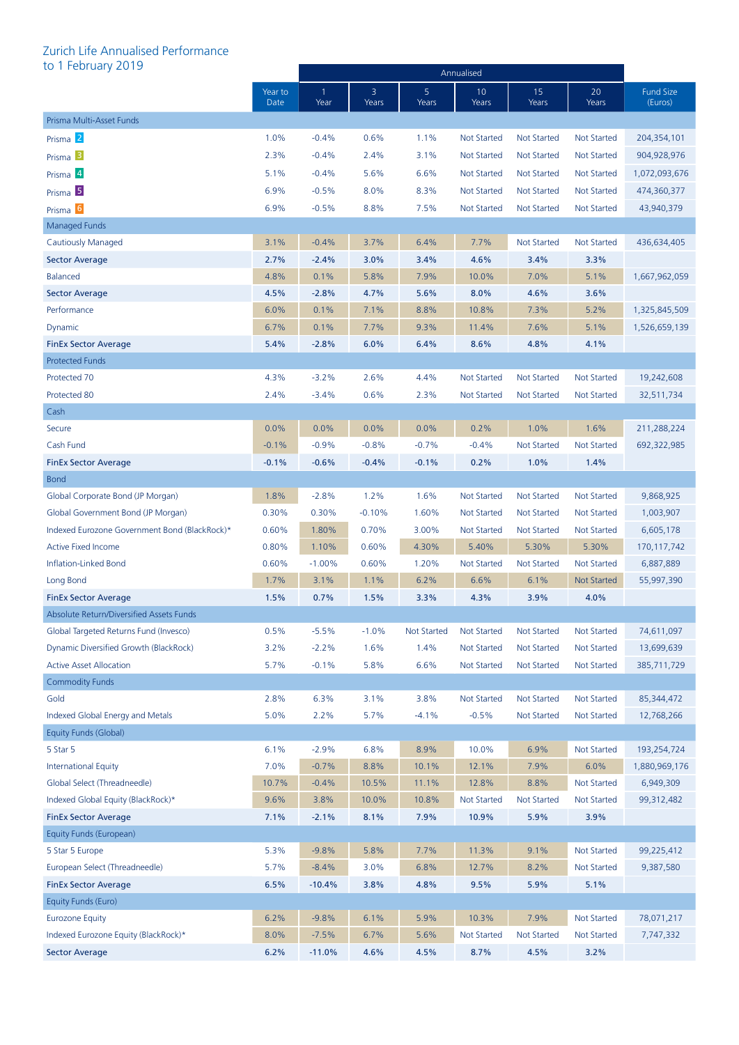# Zurich Life Annualised Performance to 1 February 2019

| | Year to Date | Annualised 1 Year | 3 Years | 5 Years | 10 Years | 15 Years | 20 Years | Fund Size (Euros) |
|---|---|---|---|---|---|---|---|---|
| **Prisma Multi-Asset Funds** | | | | | | | | |
| Prisma 2 | 1.0% | -0.4% | 0.6% | 1.1% | Not Started | Not Started | Not Started | 204,354,101 |
| Prisma 3 | 2.3% | -0.4% | 2.4% | 3.1% | Not Started | Not Started | Not Started | 904,928,976 |
| Prisma 4 | 5.1% | -0.4% | 5.6% | 6.6% | Not Started | Not Started | Not Started | 1,072,093,676 |
| Prisma 5 | 6.9% | -0.5% | 8.0% | 8.3% | Not Started | Not Started | Not Started | 474,360,377 |
| Prisma 6 | 6.9% | -0.5% | 8.8% | 7.5% | Not Started | Not Started | Not Started | 43,940,379 |
| **Managed Funds** | | | | | | | | |
| Cautiously Managed | 3.1% | -0.4% | 3.7% | 6.4% | 7.7% | Not Started | Not Started | 436,634,405 |
| **Sector Average** | **2.7%** | **-2.4%** | **3.0%** | **3.4%** | **4.6%** | **3.4%** | **3.3%** | |
| Balanced | 4.8% | 0.1% | 5.8% | 7.9% | 10.0% | 7.0% | 5.1% | 1,667,962,059 |
| **Sector Average** | **4.5%** | **-2.8%** | **4.7%** | **5.6%** | **8.0%** | **4.6%** | **3.6%** | |
| Performance | 6.0% | 0.1% | 7.1% | 8.8% | 10.8% | 7.3% | 5.2% | 1,325,845,509 |
| Dynamic | 6.7% | 0.1% | 7.7% | 9.3% | 11.4% | 7.6% | 5.1% | 1,526,659,139 |
| **FinEx Sector Average** | **5.4%** | **-2.8%** | **6.0%** | **6.4%** | **8.6%** | **4.8%** | **4.1%** | |
| **Protected Funds** | | | | | | | | |
| Protected 70 | 4.3% | -3.2% | 2.6% | 4.4% | Not Started | Not Started | Not Started | 19,242,608 |
| Protected 80 | 2.4% | -3.4% | 0.6% | 2.3% | Not Started | Not Started | Not Started | 32,511,734 |
| **Cash** | | | | | | | | |
| Secure | 0.0% | 0.0% | 0.0% | 0.0% | 0.2% | 1.0% | 1.6% | 211,288,224 |
| Cash Fund | -0.1% | -0.9% | -0.8% | -0.7% | -0.4% | Not Started | Not Started | 692,322,985 |
| **FinEx Sector Average** | **-0.1%** | **-0.6%** | **-0.4%** | **-0.1%** | **0.2%** | **1.0%** | **1.4%** | |
| **Bond** | | | | | | | | |
| Global Corporate Bond (JP Morgan) | 1.8% | -2.8% | 1.2% | 1.6% | Not Started | Not Started | Not Started | 9,868,925 |
| Global Government Bond (JP Morgan) | 0.30% | 0.30% | -0.10% | 1.60% | Not Started | Not Started | Not Started | 1,003,907 |
| Indexed Eurozone Government Bond (BlackRock)* | 0.60% | 1.80% | 0.70% | 3.00% | Not Started | Not Started | Not Started | 6,605,178 |
| Active Fixed Income | 0.80% | 1.10% | 0.60% | 4.30% | 5.40% | 5.30% | 5.30% | 170,117,742 |
| Inflation-Linked Bond | 0.60% | -1.00% | 0.60% | 1.20% | Not Started | Not Started | Not Started | 6,887,889 |
| Long Bond | 1.7% | 3.1% | 1.1% | 6.2% | 6.6% | 6.1% | Not Started | 55,997,390 |
| **FinEx Sector Average** | **1.5%** | **0.7%** | **1.5%** | **3.3%** | **4.3%** | **3.9%** | **4.0%** | |
| **Absolute Return/Diversified Assets Funds** | | | | | | | | |
| Global Targeted Returns Fund (Invesco) | 0.5% | -5.5% | -1.0% | Not Started | Not Started | Not Started | Not Started | 74,611,097 |
| Dynamic Diversified Growth (BlackRock) | 3.2% | -2.2% | 1.6% | 1.4% | Not Started | Not Started | Not Started | 13,699,639 |
| Active Asset Allocation | 5.7% | -0.1% | 5.8% | 6.6% | Not Started | Not Started | Not Started | 385,711,729 |
| **Commodity Funds** | | | | | | | | |
| Gold | 2.8% | 6.3% | 3.1% | 3.8% | Not Started | Not Started | Not Started | 85,344,472 |
| Indexed Global Energy and Metals | 5.0% | 2.2% | 5.7% | -4.1% | -0.5% | Not Started | Not Started | 12,768,266 |
| **Equity Funds (Global)** | | | | | | | | |
| 5 Star 5 | 6.1% | -2.9% | 6.8% | 8.9% | 10.0% | 6.9% | Not Started | 193,254,724 |
| International Equity | 7.0% | -0.7% | 8.8% | 10.1% | 12.1% | 7.9% | 6.0% | 1,880,969,176 |
| Global Select (Threadneedle) | 10.7% | -0.4% | 10.5% | 11.1% | 12.8% | 8.8% | Not Started | 6,949,309 |
| Indexed Global Equity (BlackRock)* | 9.6% | 3.8% | 10.0% | 10.8% | Not Started | Not Started | Not Started | 99,312,482 |
| **FinEx Sector Average** | **7.1%** | **-2.1%** | **8.1%** | **7.9%** | **10.9%** | **5.9%** | **3.9%** | |
| **Equity Funds (European)** | | | | | | | | |
| 5 Star 5 Europe | 5.3% | -9.8% | 5.8% | 7.7% | 11.3% | 9.1% | Not Started | 99,225,412 |
| European Select (Threadneedle) | 5.7% | -8.4% | 3.0% | 6.8% | 12.7% | 8.2% | Not Started | 9,387,580 |
| **FinEx Sector Average** | **6.5%** | **-10.4%** | **3.8%** | **4.8%** | **9.5%** | **5.9%** | **5.1%** | |
| **Equity Funds (Euro)** | | | | | | | | |
| Eurozone Equity | 6.2% | -9.8% | 6.1% | 5.9% | 10.3% | 7.9% | Not Started | 78,071,217 |
| Indexed Eurozone Equity (BlackRock)* | 8.0% | -7.5% | 6.7% | 5.6% | Not Started | Not Started | Not Started | 7,747,332 |
| **Sector Average** | **6.2%** | **-11.0%** | **4.6%** | **4.5%** | **8.7%** | **4.5%** | **3.2%** | |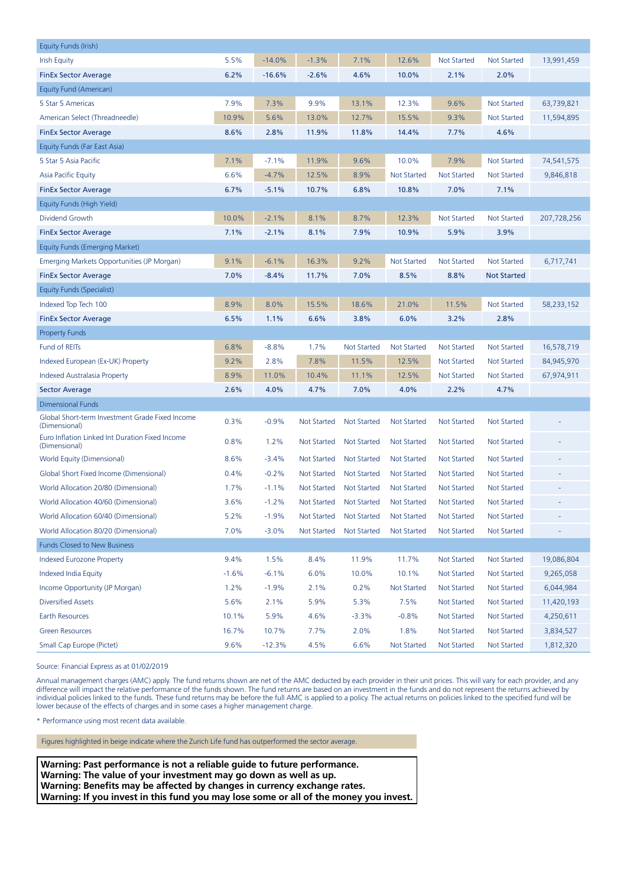| Equity Funds (Irish) | | | | | | | | |
|---|---|---|---|---|---|---|---|---|
| Irish Equity | 5.5% | -14.0% | -1.3% | 7.1% | 12.6% | Not Started | Not Started | 13,991,459 |
| **FinEx Sector Average** | **6.2%** | **-16.6%** | **-2.6%** | **4.6%** | **10.0%** | **2.1%** | **2.0%** | |
| Equity Fund (American) | | | | | | | | |
| 5 Star 5 Americas | 7.9% | 7.3% | 9.9% | 13.1% | 12.3% | 9.6% | Not Started | 63,739,821 |
| American Select (Threadneedle) | 10.9% | 5.6% | 13.0% | 12.7% | 15.5% | 9.3% | Not Started | 11,594,895 |
| **FinEx Sector Average** | **8.6%** | **2.8%** | **11.9%** | **11.8%** | **14.4%** | **7.7%** | **4.6%** | |
| Equity Funds (Far East Asia) | | | | | | | | |
| 5 Star 5 Asia Pacific | 7.1% | -7.1% | 11.9% | 9.6% | 10.0% | 7.9% | Not Started | 74,541,575 |
| Asia Pacific Equity | 6.6% | -4.7% | 12.5% | 8.9% | Not Started | Not Started | Not Started | 9,846,818 |
| **FinEx Sector Average** | **6.7%** | **-5.1%** | **10.7%** | **6.8%** | **10.8%** | **7.0%** | **7.1%** | |
| Equity Funds (High Yield) | | | | | | | | |
| Dividend Growth | 10.0% | -2.1% | 8.1% | 8.7% | 12.3% | Not Started | Not Started | 207,728,256 |
| **FinEx Sector Average** | **7.1%** | **-2.1%** | **8.1%** | **7.9%** | **10.9%** | **5.9%** | **3.9%** | |
| Equity Funds (Emerging Market) | | | | | | | | |
| Emerging Markets Opportunities (JP Morgan) | 9.1% | -6.1% | 16.3% | 9.2% | Not Started | Not Started | Not Started | 6,717,741 |
| **FinEx Sector Average** | **7.0%** | **-8.4%** | **11.7%** | **7.0%** | **8.5%** | **8.8%** | **Not Started** | |
| Equity Funds (Specialist) | | | | | | | | |
| Indexed Top Tech 100 | 8.9% | 8.0% | 15.5% | 18.6% | 21.0% | 11.5% | Not Started | 58,233,152 |
| **FinEx Sector Average** | **6.5%** | **1.1%** | **6.6%** | **3.8%** | **6.0%** | **3.2%** | **2.8%** | |
| Property Funds | | | | | | | | |
| Fund of REITs | 6.8% | -8.8% | 1.7% | Not Started | Not Started | Not Started | Not Started | 16,578,719 |
| Indexed European (Ex-UK) Property | 9.2% | 2.8% | 7.8% | 11.5% | 12.5% | Not Started | Not Started | 84,945,970 |
| Indexed Australasia Property | 8.9% | 11.0% | 10.4% | 11.1% | 12.5% | Not Started | Not Started | 67,974,911 |
| **Sector Average** | **2.6%** | **4.0%** | **4.7%** | **7.0%** | **4.0%** | **2.2%** | **4.7%** | |
| Dimensional Funds | | | | | | | | |
| Global Short-term Investment Grade Fixed Income (Dimensional) | 0.3% | -0.9% | Not Started | Not Started | Not Started | Not Started | Not Started | - |
| Euro Inflation Linked Int Duration Fixed Income (Dimensional) | 0.8% | 1.2% | Not Started | Not Started | Not Started | Not Started | Not Started | - |
| World Equity (Dimensional) | 8.6% | -3.4% | Not Started | Not Started | Not Started | Not Started | Not Started | - |
| Global Short Fixed Income (Dimensional) | 0.4% | -0.2% | Not Started | Not Started | Not Started | Not Started | Not Started | - |
| World Allocation 20/80 (Dimensional) | 1.7% | -1.1% | Not Started | Not Started | Not Started | Not Started | Not Started | - |
| World Allocation 40/60 (Dimensional) | 3.6% | -1.2% | Not Started | Not Started | Not Started | Not Started | Not Started | - |
| World Allocation 60/40 (Dimensional) | 5.2% | -1.9% | Not Started | Not Started | Not Started | Not Started | Not Started | - |
| World Allocation 80/20 (Dimensional) | 7.0% | -3.0% | Not Started | Not Started | Not Started | Not Started | Not Started | - |
| Funds Closed to New Business | | | | | | | | |
| Indexed Eurozone Property | 9.4% | 1.5% | 8.4% | 11.9% | 11.7% | Not Started | Not Started | 19,086,804 |
| Indexed India Equity | -1.6% | -6.1% | 6.0% | 10.0% | 10.1% | Not Started | Not Started | 9,265,058 |
| Income Opportunity (JP Morgan) | 1.2% | -1.9% | 2.1% | 0.2% | Not Started | Not Started | Not Started | 6,044,984 |
| Diversified Assets | 5.6% | 2.1% | 5.9% | 5.3% | 7.5% | Not Started | Not Started | 11,420,193 |
| Earth Resources | 10.1% | 5.9% | 4.6% | -3.3% | -0.8% | Not Started | Not Started | 4,250,611 |
| Green Resources | 16.7% | 10.7% | 7.7% | 2.0% | 1.8% | Not Started | Not Started | 3,834,527 |
| Small Cap Europe (Pictet) | 9.6% | -12.3% | 4.5% | 6.6% | Not Started | Not Started | Not Started | 1,812,320 |

Source: Financial Express as at 01/02/2019

Annual management charges (AMC) apply. The fund returns shown are net of the AMC deducted by each provider in their unit prices. This will vary for each provider, and any difference will impact the relative performance of the funds shown. The fund returns are based on an investment in the funds and do not represent the returns achieved by individual policies linked to the funds. These fund returns may be before the full AMC is applied to a policy. The actual returns on policies linked to the specified fund will be lower because of the effects of charges and in some cases a higher management charge.

\* Performance using most recent data available.

Figures highlighted in beige indicate where the Zurich Life fund has outperformed the sector average.

**Warning: Past performance is not a reliable guide to future performance.**
**Warning: The value of your investment may go down as well as up.**
**Warning: Benefits may be affected by changes in currency exchange rates.**
**Warning: If you invest in this fund you may lose some or all of the money you invest.**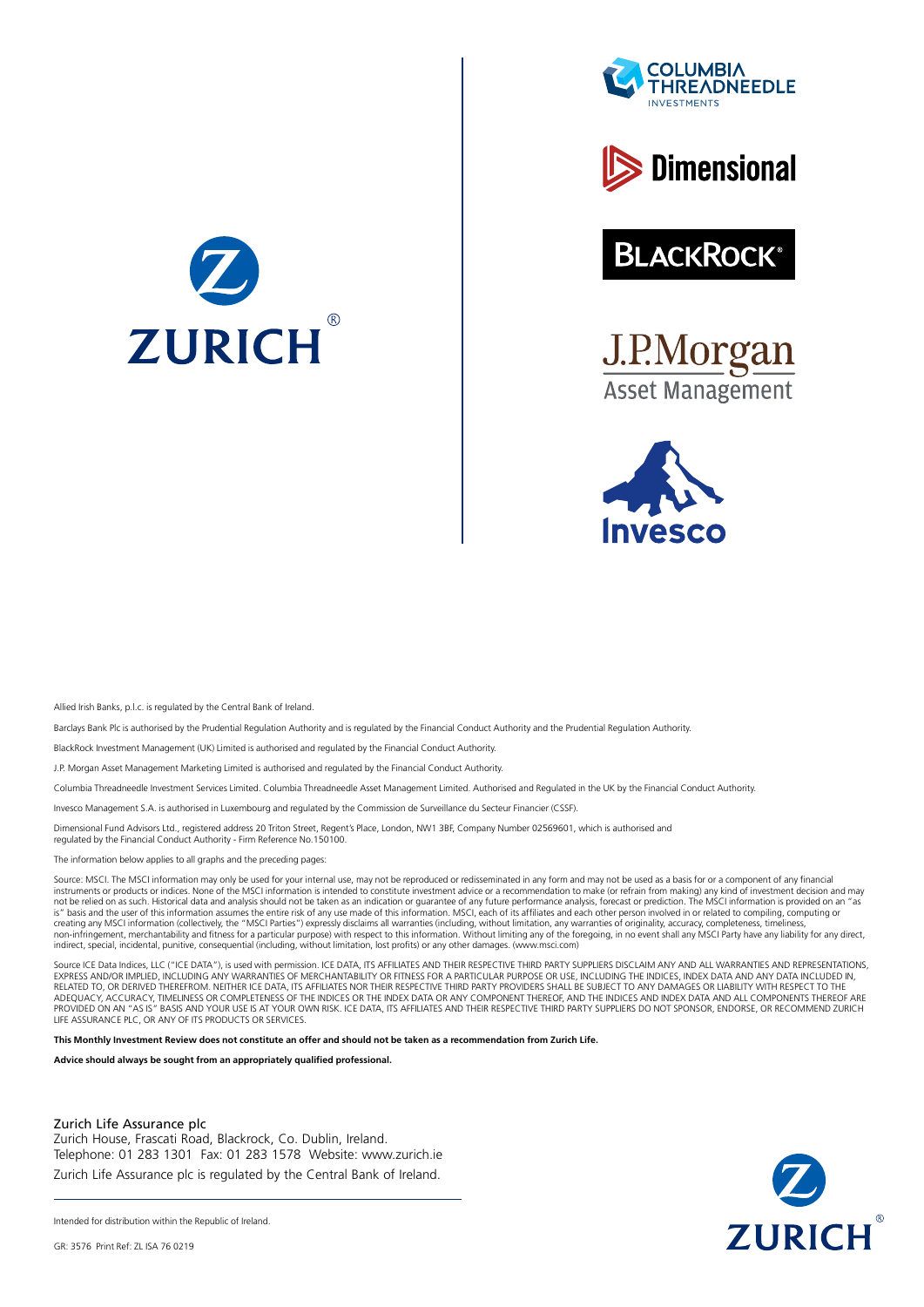Allied Irish Banks, p.l.c. is regulated by the Central Bank of Ireland.

Barclays Bank Plc is authorised by the Prudential Regulation Authority and is regulated by the Financial Conduct Authority and the Prudential Regulation Authority.

BlackRock Investment Management (UK) Limited is authorised and regulated by the Financial Conduct Authority.

J.P. Morgan Asset Management Marketing Limited is authorised and regulated by the Financial Conduct Authority.

Columbia Threadneedle Investment Services Limited. Columbia Threadneedle Asset Management Limited. Authorised and Regulated in the UK by the Financial Conduct Authority.

Invesco Management S.A. is authorised in Luxembourg and regulated by the Commission de Surveillance du Secteur Financier (CSSF).

Dimensional Fund Advisors Ltd., registered address 20 Triton Street, Regent's Place, London, NW1 3BF, Company Number 02569601, which is authorised and regulated by the Financial Conduct Authority - Firm Reference No.150100.

The information below applies to all graphs and the preceding pages:

Source: MSCI. The MSCI information may only be used for your internal use, may not be reproduced or redisseminated in any form and may not be used as a basis for or a component of any financial instruments or products or indices. None of the MSCI information is intended to constitute investment advice or a recommendation to make (or refrain from making) any kind of investment decision and may not be relied on as such. Historical data and analysis should not be taken as an indication or guarantee of any future performance analysis, forecast or prediction. The MSCI information is provided on an "as is" basis and the user of this information assumes the entire risk of any use made of this information. MSCI, each of its affiliates and each other person involved in or related to compiling, computing or creating any MSCI information (collectively, the "MSCI Parties") expressly disclaims all warranties (including, without limitation, any warranties of originality, accuracy, completeness, timeliness, non-infringement, merchantability and fitness for a particular purpose) with respect to this information. Without limiting any of the foregoing, in no event shall any MSCI Party have any liability for any direct, indirect, special, incidental, punitive, consequential (including, without limitation, lost profits) or any other damages. (www.msci.com)

Source ICE Data Indices, LLC ("ICE DATA"), is used with permission. ICE DATA, ITS AFFILIATES AND THEIR RESPECTIVE THIRD PARTY SUPPLIERS DISCLAIM ANY AND ALL WARRANTIES AND REPRESENTATIONS, EXPRESS AND/OR IMPLIED, INCLUDING ANY WARRANTIES OF MERCHANTABILITY OR FITNESS FOR A PARTICULAR PURPOSE OR USE, INCLUDING THE INDICES, INDEX DATA AND ANY DATA INCLUDED IN, RELATED TO, OR DERIVED THEREFROM. NEITHER ICE DATA, ITS AFFILIATES NOR THEIR RESPECTIVE THIRD PARTY PROVIDERS SHALL BE SUBJECT TO ANY DAMAGES OR LIABILITY WITH RESPECT TO THE ADEQUACY, ACCURACY, TIMELINESS OR COMPLETENESS OF THE INDICES OR THE INDEX DATA OR ANY COMPONENT THEREOF, AND THE INDICES AND INDEX DATA AND ALL COMPONENTS THEREOF ARE PROVIDED ON AN "AS IS" BASIS AND YOUR USE IS AT YOUR OWN RISK. ICE DATA, ITS AFFILIATES AND THEIR RESPECTIVE THIRD PARTY SUPPLIERS DO NOT SPONSOR, ENDORSE, OR RECOMMEND ZURICH LIFE ASSURANCE PLC, OR ANY OF ITS PRODUCTS OR SERVICES.

**This Monthly Investment Review does not constitute an offer and should not be taken as a recommendation from Zurich Life.**

**Advice should always be sought from an appropriately qualified professional.**

Zurich Life Assurance plc
Zurich House, Frascati Road, Blackrock, Co. Dublin, Ireland.
Telephone: 01 283 1301 Fax: 01 283 1578 Website: www.zurich.ie
Zurich Life Assurance plc is regulated by the Central Bank of Ireland.

Intended for distribution within the Republic of Ireland.

GR: 3576 Print Ref: ZL ISA 76 0219